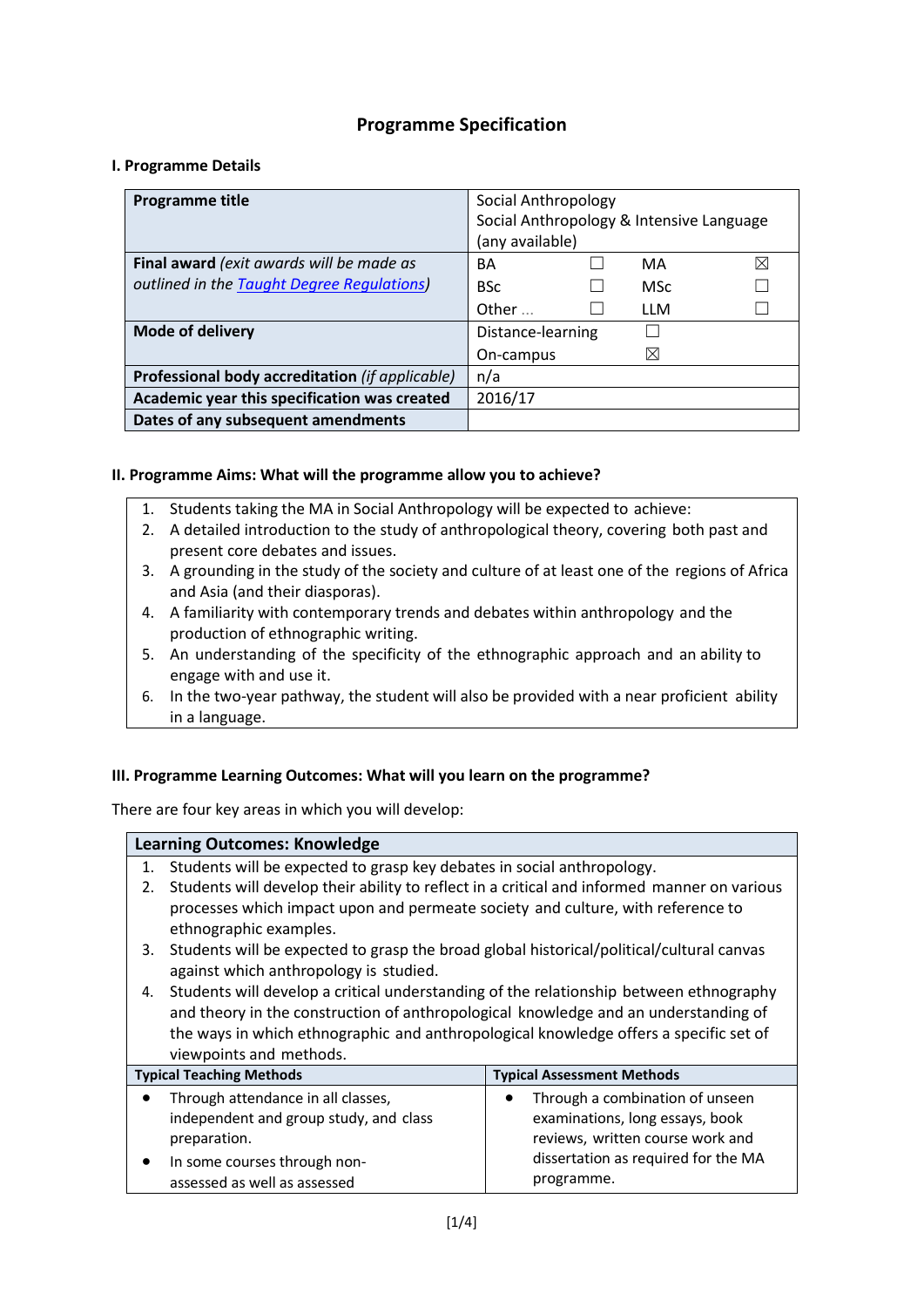## Programme Specification

### I. Programme Details

| | |
|---|---|
| **Programme title** | Social Anthropology<br>Social Anthropology & Intensive Language (any available) |
| **Final award** *(exit awards will be made as outlined in the [Taught Degree Regulations](#))* | BA ☐ MA ☒<br>BSc ☐ MSc ☐<br>Other ... ☐ LLM ☐ |
| **Mode of delivery** | Distance-learning ☐<br>On-campus ☒ |
| **Professional body accreditation** *(if applicable)* | n/a |
| **Academic year this specification was created** | 2016/17 |
| **Dates of any subsequent amendments** | |

### II. Programme Aims: What will the programme allow you to achieve?

1. Students taking the MA in Social Anthropology will be expected to achieve:
2. A detailed introduction to the study of anthropological theory, covering both past and present core debates and issues.
3. A grounding in the study of the society and culture of at least one of the regions of Africa and Asia (and their diasporas).
4. A familiarity with contemporary trends and debates within anthropology and the production of ethnographic writing.
5. An understanding of the specificity of the ethnographic approach and an ability to engage with and use it.
6. In the two-year pathway, the student will also be provided with a near proficient ability in a language.

### III. Programme Learning Outcomes: What will you learn on the programme?

There are four key areas in which you will develop:

**Learning Outcomes: Knowledge**

1. Students will be expected to grasp key debates in social anthropology.
2. Students will develop their ability to reflect in a critical and informed manner on various processes which impact upon and permeate society and culture, with reference to ethnographic examples.
3. Students will be expected to grasp the broad global historical/political/cultural canvas against which anthropology is studied.
4. Students will develop a critical understanding of the relationship between ethnography and theory in the construction of anthropological knowledge and an understanding of the ways in which ethnographic and anthropological knowledge offers a specific set of viewpoints and methods.

| Typical Teaching Methods | Typical Assessment Methods |
|---|---|
| • Through attendance in all classes, independent and group study, and class preparation.<br>• In some courses through non-assessed as well as assessed | • Through a combination of unseen examinations, long essays, book reviews, written course work and dissertation as required for the MA programme. |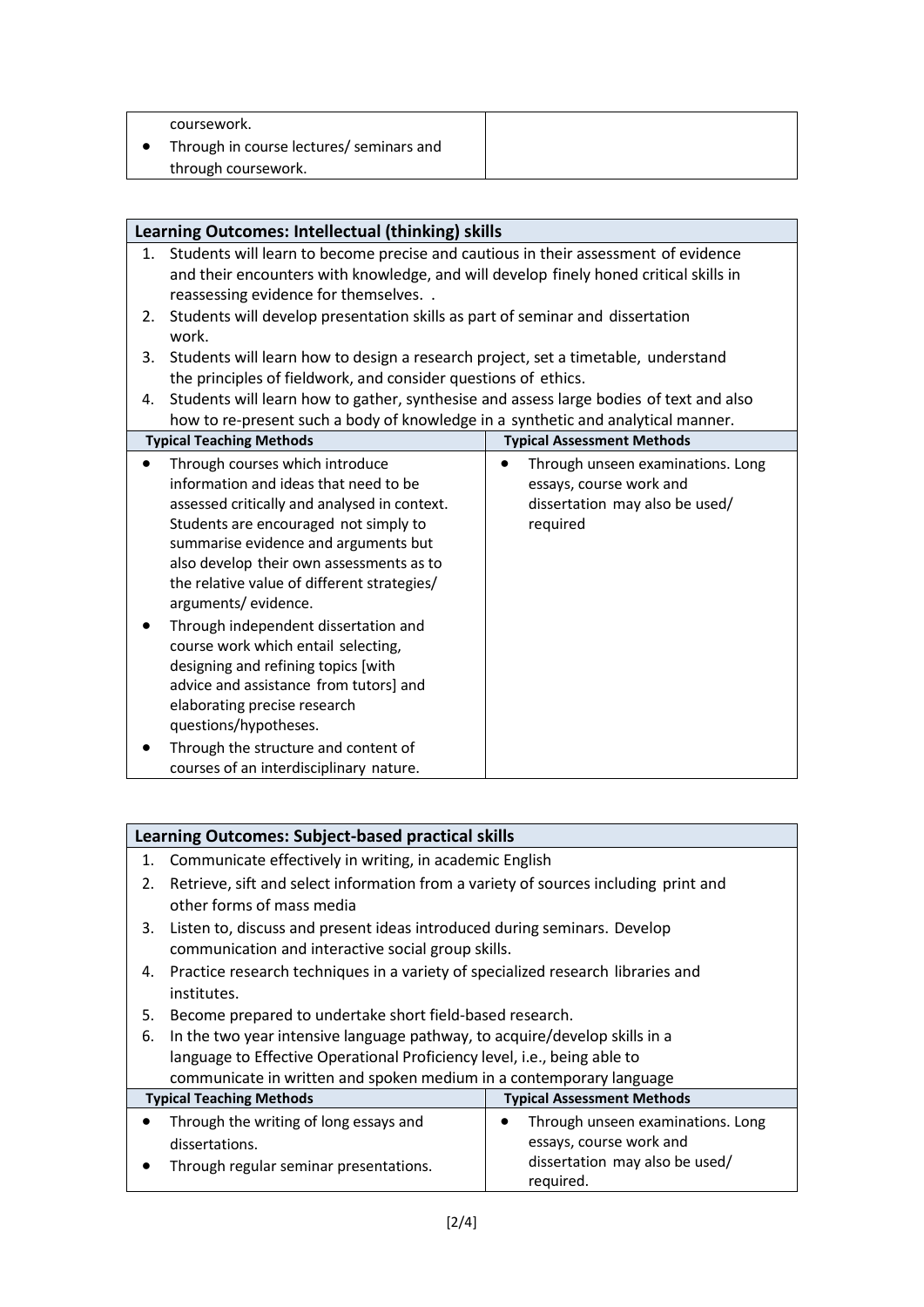| | |
|---|---|
| coursework.<br>• Through in course lectures/ seminars and through coursework. | |

## Learning Outcomes: Intellectual (thinking) skills

1. Students will learn to become precise and cautious in their assessment of evidence and their encounters with knowledge, and will develop finely honed critical skills in reassessing evidence for themselves. .
2. Students will develop presentation skills as part of seminar and dissertation work.
3. Students will learn how to design a research project, set a timetable, understand the principles of fieldwork, and consider questions of ethics.
4. Students will learn how to gather, synthesise and assess large bodies of text and also how to re-present such a body of knowledge in a synthetic and analytical manner.

| Typical Teaching Methods | Typical Assessment Methods |
|---|---|
| • Through courses which introduce information and ideas that need to be assessed critically and analysed in context. Students are encouraged not simply to summarise evidence and arguments but also develop their own assessments as to the relative value of different strategies/ arguments/ evidence.<br>• Through independent dissertation and course work which entail selecting, designing and refining topics [with advice and assistance from tutors] and elaborating precise research questions/hypotheses.<br>• Through the structure and content of courses of an interdisciplinary nature. | • Through unseen examinations. Long essays, course work and dissertation may also be used/ required |

## Learning Outcomes: Subject-based practical skills

1. Communicate effectively in writing, in academic English
2. Retrieve, sift and select information from a variety of sources including print and other forms of mass media
3. Listen to, discuss and present ideas introduced during seminars. Develop communication and interactive social group skills.
4. Practice research techniques in a variety of specialized research libraries and institutes.
5. Become prepared to undertake short field-based research.
6. In the two year intensive language pathway, to acquire/develop skills in a language to Effective Operational Proficiency level, i.e., being able to communicate in written and spoken medium in a contemporary language

| Typical Teaching Methods | Typical Assessment Methods |
|---|---|
| • Through the writing of long essays and dissertations.<br>• Through regular seminar presentations. | • Through unseen examinations. Long essays, course work and dissertation may also be used/ required. |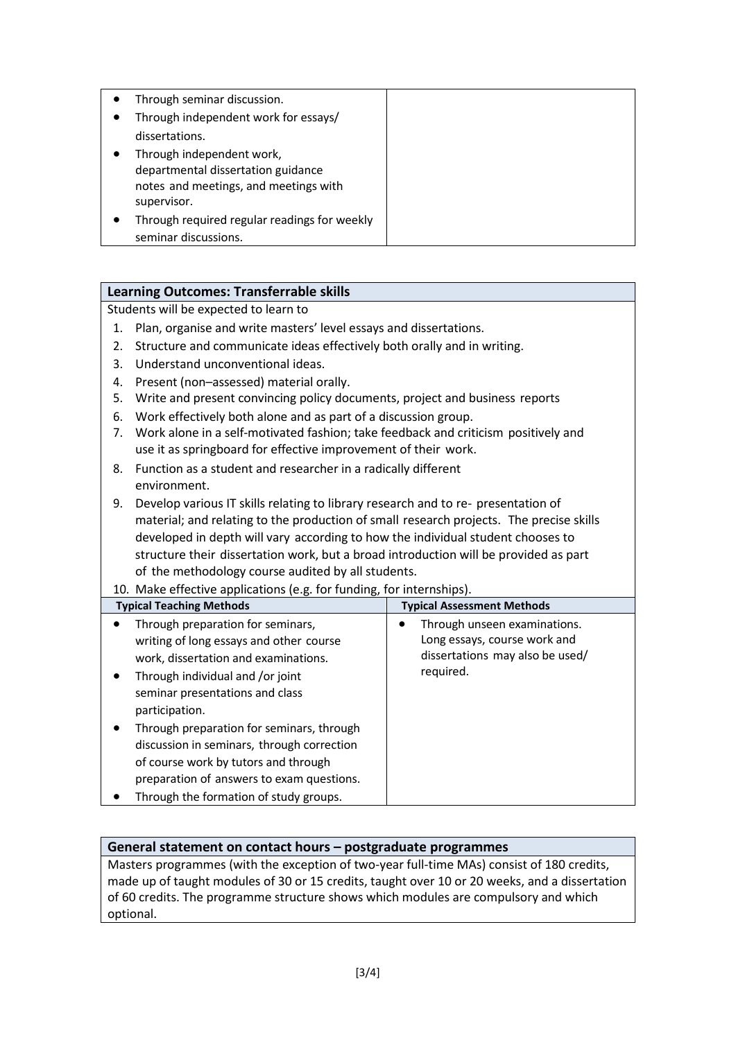| | |
|---|---|
| • Through seminar discussion.<br>• Through independent work for essays/ dissertations.<br>• Through independent work, departmental dissertation guidance notes and meetings, and meetings with supervisor.<br>• Through required regular readings for weekly seminar discussions. | |

## Learning Outcomes: Transferrable skills

Students will be expected to learn to

1. Plan, organise and write masters' level essays and dissertations.
2. Structure and communicate ideas effectively both orally and in writing.
3. Understand unconventional ideas.
4. Present (non–assessed) material orally.
5. Write and present convincing policy documents, project and business reports
6. Work effectively both alone and as part of a discussion group.
7. Work alone in a self-motivated fashion; take feedback and criticism positively and use it as springboard for effective improvement of their work.
8. Function as a student and researcher in a radically different environment.
9. Develop various IT skills relating to library research and to re- presentation of material; and relating to the production of small research projects. The precise skills developed in depth will vary according to how the individual student chooses to structure their dissertation work, but a broad introduction will be provided as part of the methodology course audited by all students.
10. Make effective applications (e.g. for funding, for internships).

| Typical Teaching Methods | Typical Assessment Methods |
|---|---|
| • Through preparation for seminars, writing of long essays and other course work, dissertation and examinations.<br>• Through individual and /or joint seminar presentations and class participation.<br>• Through preparation for seminars, through discussion in seminars, through correction of course work by tutors and through preparation of answers to exam questions.<br>• Through the formation of study groups. | • Through unseen examinations. Long essays, course work and dissertations may also be used/ required. |

## General statement on contact hours – postgraduate programmes

Masters programmes (with the exception of two-year full-time MAs) consist of 180 credits, made up of taught modules of 30 or 15 credits, taught over 10 or 20 weeks, and a dissertation of 60 credits. The programme structure shows which modules are compulsory and which optional.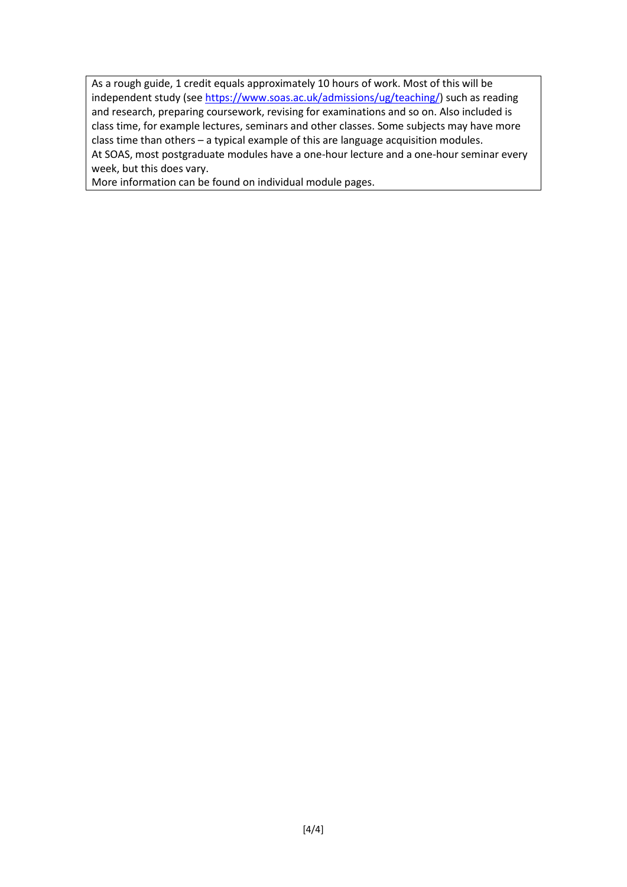As a rough guide, 1 credit equals approximately 10 hours of work. Most of this will be independent study (see https://www.soas.ac.uk/admissions/ug/teaching/) such as reading and research, preparing coursework, revising for examinations and so on. Also included is class time, for example lectures, seminars and other classes. Some subjects may have more class time than others – a typical example of this are language acquisition modules.
At SOAS, most postgraduate modules have a one-hour lecture and a one-hour seminar every week, but this does vary.
More information can be found on individual module pages.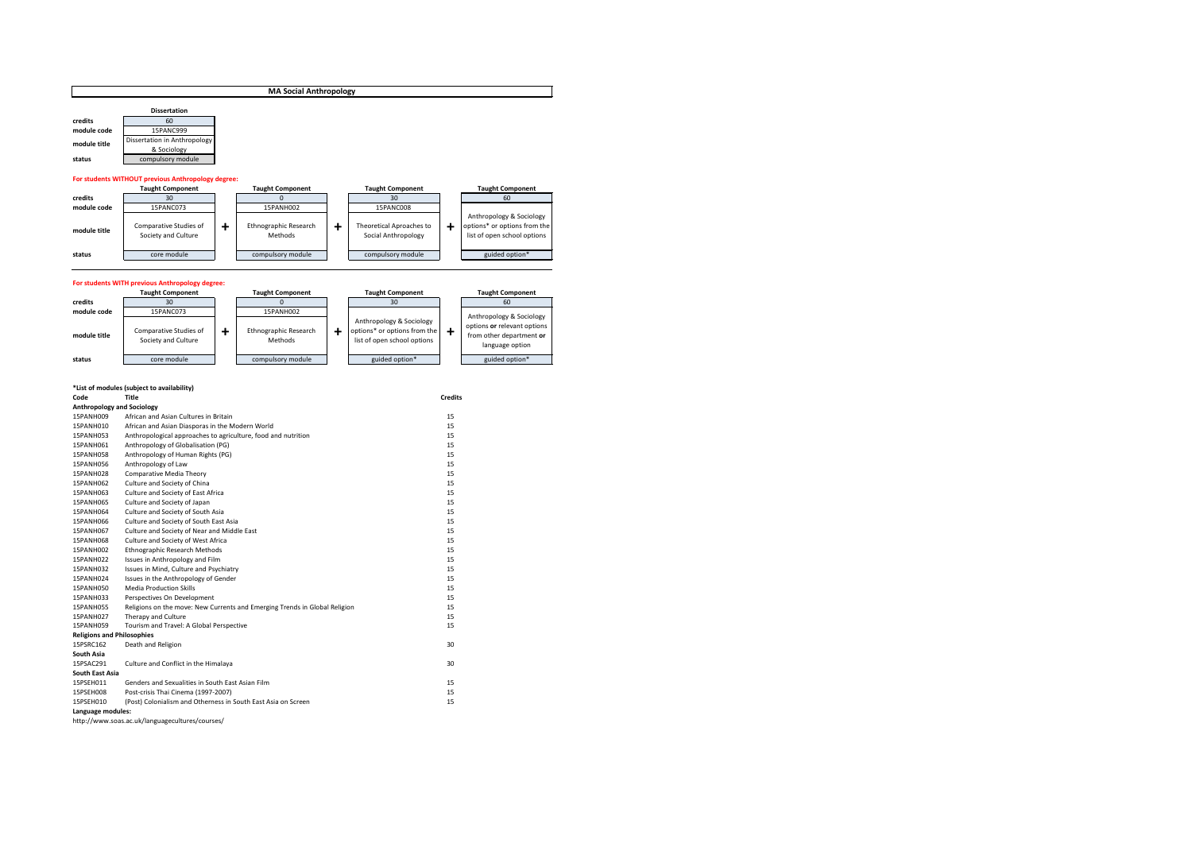# MA Social Anthropology

| | Dissertation |
|---|---|
| credits | 60 |
| module code | 15PANC999 |
| module title | Dissertation in Anthropology & Sociology |
| status | compulsory module |

**For students WITHOUT previous Anthropology degree:**

| | Taught Component | | Taught Component | | Taught Component | | Taught Component |
|---|---|---|---|---|---|---|---|
| credits | 30 | | 0 | | 30 | | 60 |
| module code | 15PANC073 | | 15PANH002 | | 15PANC008 | | |
| module title | Comparative Studies of Society and Culture | + | Ethnographic Research Methods | + | Theoretical Aproaches to Social Anthropology | + | Anthropology & Sociology options* or options from the list of open school options |
| status | core module | | compulsory module | | compulsory module | | guided option* |

**For students WITH previous Anthropology degree:**

| | Taught Component | | Taught Component | | Taught Component | | Taught Component |
|---|---|---|---|---|---|---|---|
| credits | 30 | | 0 | | 30 | | 60 |
| module code | 15PANC073 | | 15PANH002 | | | | |
| module title | Comparative Studies of Society and Culture | + | Ethnographic Research Methods | + | Anthropology & Sociology options* or options from the list of open school options | + | Anthropology & Sociology options **or** relevant options from other department **or** language option |
| status | core module | | compulsory module | | guided option* | | guided option* |

**\*List of modules (subject to availability)**

| Code | Title | Credits |
|---|---|---|
| **Anthropology and Sociology** | | |
| 15PANH009 | African and Asian Cultures in Britain | 15 |
| 15PANH010 | African and Asian Diasporas in the Modern World | 15 |
| 15PANH053 | Anthropological approaches to agriculture, food and nutrition | 15 |
| 15PANH061 | Anthropology of Globalisation (PG) | 15 |
| 15PANH058 | Anthropology of Human Rights (PG) | 15 |
| 15PANH056 | Anthropology of Law | 15 |
| 15PANH028 | Comparative Media Theory | 15 |
| 15PANH062 | Culture and Society of China | 15 |
| 15PANH063 | Culture and Society of East Africa | 15 |
| 15PANH065 | Culture and Society of Japan | 15 |
| 15PANH064 | Culture and Society of South Asia | 15 |
| 15PANH066 | Culture and Society of South East Asia | 15 |
| 15PANH067 | Culture and Society of Near and Middle East | 15 |
| 15PANH068 | Culture and Society of West Africa | 15 |
| 15PANH002 | Ethnographic Research Methods | 15 |
| 15PANH022 | Issues in Anthropology and Film | 15 |
| 15PANH032 | Issues in Mind, Culture and Psychiatry | 15 |
| 15PANH024 | Issues in the Anthropology of Gender | 15 |
| 15PANH050 | Media Production Skills | 15 |
| 15PANH033 | Perspectives On Development | 15 |
| 15PANH055 | Religions on the move: New Currents and Emerging Trends in Global Religion | 15 |
| 15PANH027 | Therapy and Culture | 15 |
| 15PANH059 | Tourism and Travel: A Global Perspective | 15 |
| **Religions and Philosophies** | | |
| 15PSRC162 | Death and Religion | 30 |
| **South Asia** | | |
| 15PSAC291 | Culture and Conflict in the Himalaya | 30 |
| **South East Asia** | | |
| 15PSEH011 | Genders and Sexualities in South East Asian Film | 15 |
| 15PSEH008 | Post-crisis Thai Cinema (1997-2007) | 15 |
| 15PSEH010 | (Post) Colonialism and Otherness in South East Asia on Screen | 15 |

**Language modules:**

http://www.soas.ac.uk/languagecultures/courses/